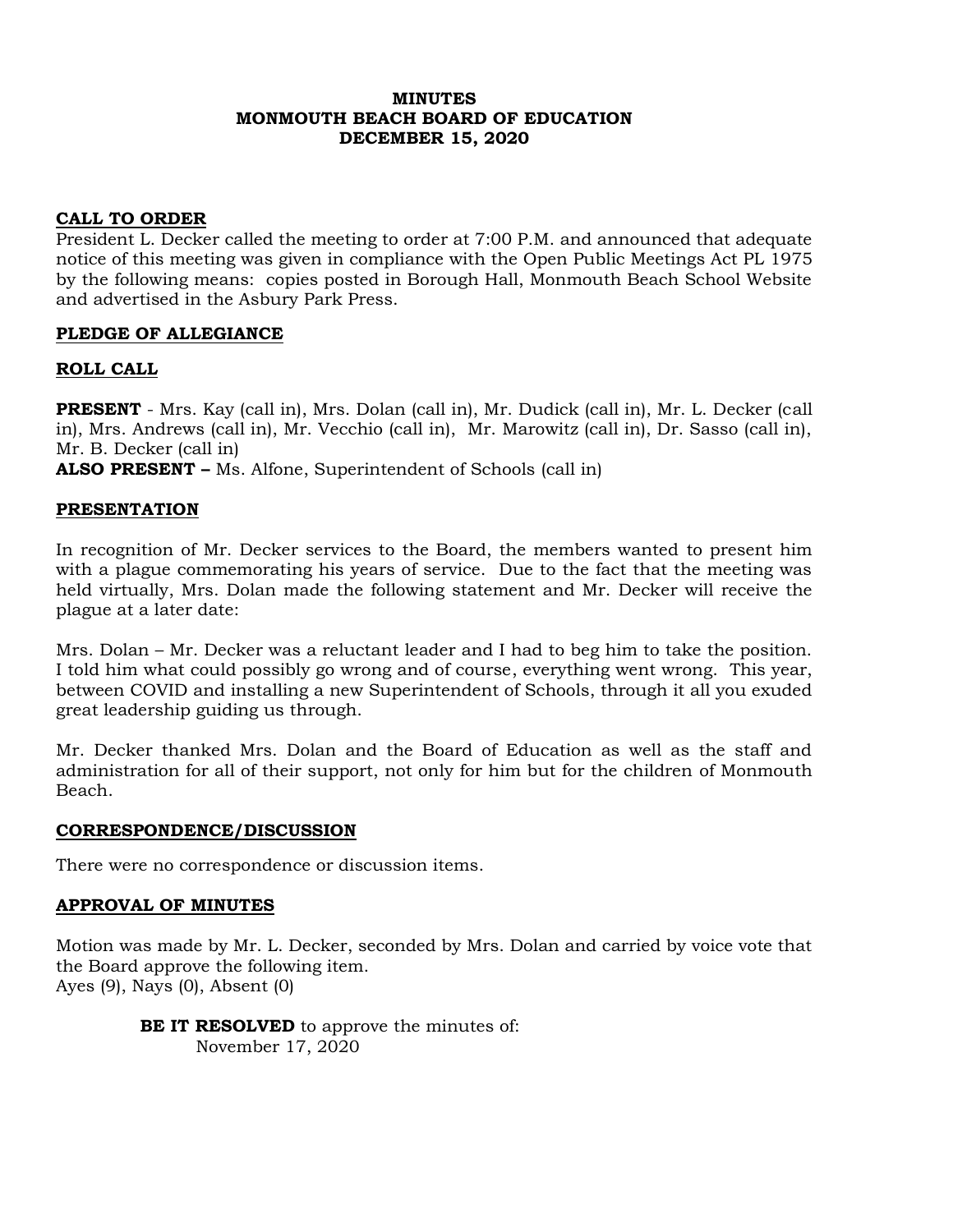# MINUTES
# MONMOUTH BEACH BOARD OF EDUCATION
# DECEMBER 15, 2020

## CALL TO ORDER

President L. Decker called the meeting to order at 7:00 P.M. and announced that adequate notice of this meeting was given in compliance with the Open Public Meetings Act PL 1975 by the following means: copies posted in Borough Hall, Monmouth Beach School Website and advertised in the Asbury Park Press.

## PLEDGE OF ALLEGIANCE

## ROLL CALL

**PRESENT** - Mrs. Kay (call in), Mrs. Dolan (call in), Mr. Dudick (call in), Mr. L. Decker (call in), Mrs. Andrews (call in), Mr. Vecchio (call in), Mr. Marowitz (call in), Dr. Sasso (call in), Mr. B. Decker (call in)

**ALSO PRESENT –** Ms. Alfone, Superintendent of Schools (call in)

## PRESENTATION

In recognition of Mr. Decker services to the Board, the members wanted to present him with a plague commemorating his years of service. Due to the fact that the meeting was held virtually, Mrs. Dolan made the following statement and Mr. Decker will receive the plague at a later date:

Mrs. Dolan – Mr. Decker was a reluctant leader and I had to beg him to take the position. I told him what could possibly go wrong and of course, everything went wrong. This year, between COVID and installing a new Superintendent of Schools, through it all you exuded great leadership guiding us through.

Mr. Decker thanked Mrs. Dolan and the Board of Education as well as the staff and administration for all of their support, not only for him but for the children of Monmouth Beach.

## CORRESPONDENCE/DISCUSSION

There were no correspondence or discussion items.

## APPROVAL OF MINUTES

Motion was made by Mr. L. Decker, seconded by Mrs. Dolan and carried by voice vote that the Board approve the following item.
Ayes (9), Nays (0), Absent (0)

> **BE IT RESOLVED** to approve the minutes of:
> November 17, 2020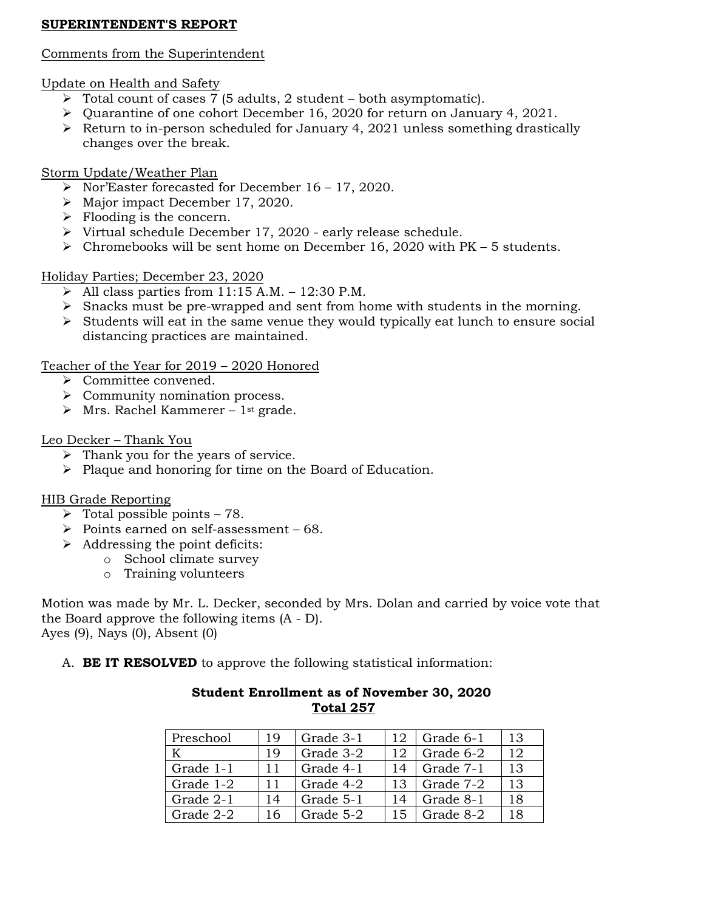**SUPERINTENDENT'S REPORT**

Comments from the Superintendent

Update on Health and Safety

- Total count of cases 7 (5 adults, 2 student – both asymptomatic).
- Quarantine of one cohort December 16, 2020 for return on January 4, 2021.
- Return to in-person scheduled for January 4, 2021 unless something drastically changes over the break.

Storm Update/Weather Plan

- Nor'Easter forecasted for December 16 – 17, 2020.
- Major impact December 17, 2020.
- Flooding is the concern.
- Virtual schedule December 17, 2020 - early release schedule.
- Chromebooks will be sent home on December 16, 2020 with PK – 5 students.

Holiday Parties; December 23, 2020

- All class parties from 11:15 A.M. – 12:30 P.M.
- Snacks must be pre-wrapped and sent from home with students in the morning.
- Students will eat in the same venue they would typically eat lunch to ensure social distancing practices are maintained.

Teacher of the Year for 2019 – 2020 Honored

- Committee convened.
- Community nomination process.
- Mrs. Rachel Kammerer – 1st grade.

Leo Decker – Thank You

- Thank you for the years of service.
- Plaque and honoring for time on the Board of Education.

HIB Grade Reporting

- Total possible points – 78.
- Points earned on self-assessment – 68.
- Addressing the point deficits:
  - School climate survey
  - Training volunteers

Motion was made by Mr. L. Decker, seconded by Mrs. Dolan and carried by voice vote that the Board approve the following items (A - D).
Ayes (9), Nays (0), Absent (0)

A. **BE IT RESOLVED** to approve the following statistical information:

**Student Enrollment as of November 30, 2020**
**Total 257**

| | | | | | |
|---|---|---|---|---|---|
| Preschool | 19 | Grade 3-1 | 12 | Grade 6-1 | 13 |
| K | 19 | Grade 3-2 | 12 | Grade 6-2 | 12 |
| Grade 1-1 | 11 | Grade 4-1 | 14 | Grade 7-1 | 13 |
| Grade 1-2 | 11 | Grade 4-2 | 13 | Grade 7-2 | 13 |
| Grade 2-1 | 14 | Grade 5-1 | 14 | Grade 8-1 | 18 |
| Grade 2-2 | 16 | Grade 5-2 | 15 | Grade 8-2 | 18 |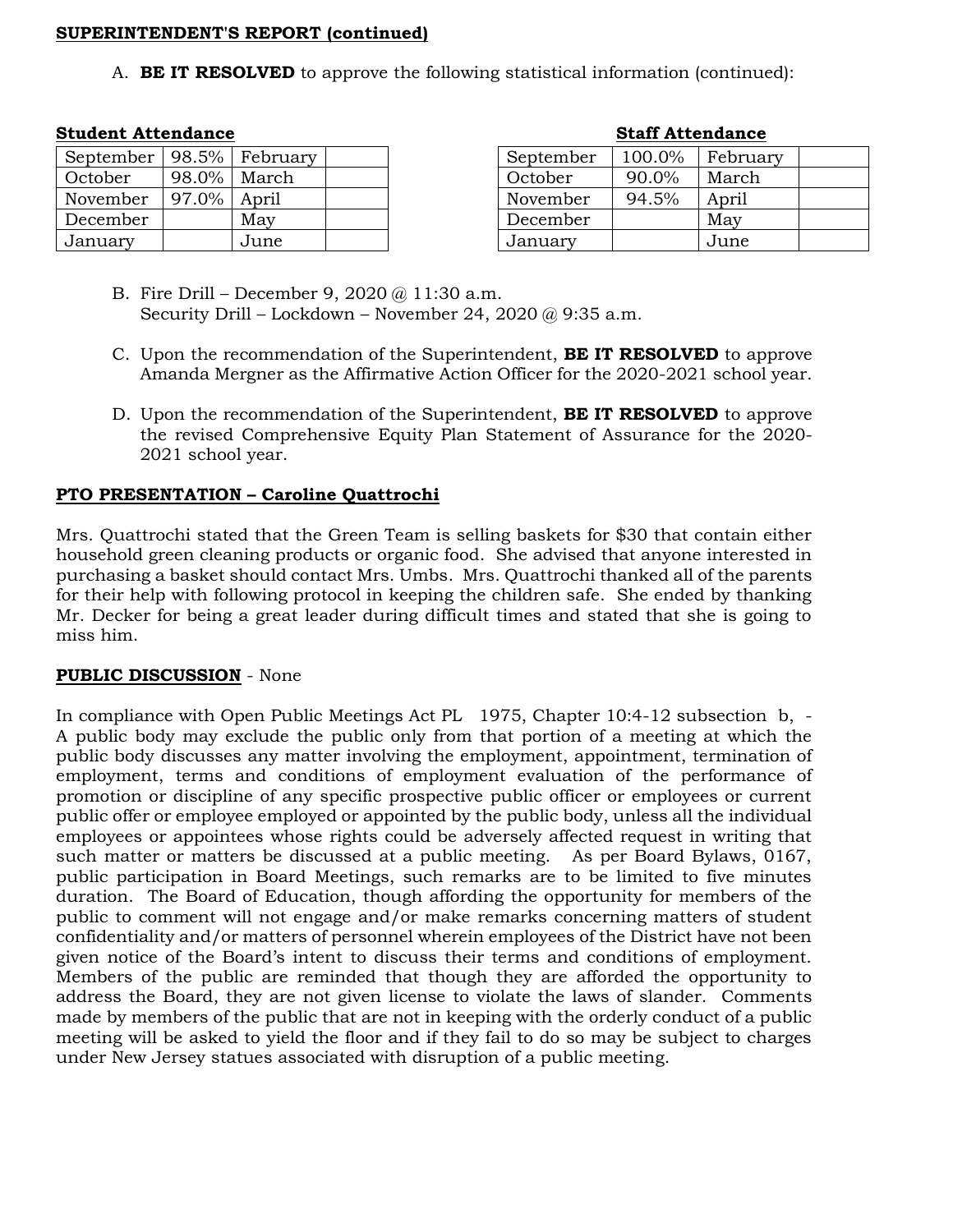**SUPERINTENDENT'S REPORT (continued)**

A. **BE IT RESOLVED** to approve the following statistical information (continued):

**Student Attendance**

| September | 98.5% | February | |
|---|---|---|---|
| October | 98.0% | March | |
| November | 97.0% | April | |
| December | | May | |
| January | | June | |

**Staff Attendance**

| September | 100.0% | February | |
|---|---|---|---|
| October | 90.0% | March | |
| November | 94.5% | April | |
| December | | May | |
| January | | June | |

B. Fire Drill – December 9, 2020 @ 11:30 a.m.
Security Drill – Lockdown – November 24, 2020 @ 9:35 a.m.

C. Upon the recommendation of the Superintendent, **BE IT RESOLVED** to approve Amanda Mergner as the Affirmative Action Officer for the 2020-2021 school year.

D. Upon the recommendation of the Superintendent, **BE IT RESOLVED** to approve the revised Comprehensive Equity Plan Statement of Assurance for the 2020-2021 school year.

**PTO PRESENTATION – Caroline Quattrochi**

Mrs. Quattrochi stated that the Green Team is selling baskets for $30 that contain either household green cleaning products or organic food. She advised that anyone interested in purchasing a basket should contact Mrs. Umbs. Mrs. Quattrochi thanked all of the parents for their help with following protocol in keeping the children safe. She ended by thanking Mr. Decker for being a great leader during difficult times and stated that she is going to miss him.

**PUBLIC DISCUSSION** - None

In compliance with Open Public Meetings Act PL 1975, Chapter 10:4-12 subsection b, - A public body may exclude the public only from that portion of a meeting at which the public body discusses any matter involving the employment, appointment, termination of employment, terms and conditions of employment evaluation of the performance of promotion or discipline of any specific prospective public officer or employees or current public offer or employee employed or appointed by the public body, unless all the individual employees or appointees whose rights could be adversely affected request in writing that such matter or matters be discussed at a public meeting. As per Board Bylaws, 0167, public participation in Board Meetings, such remarks are to be limited to five minutes duration. The Board of Education, though affording the opportunity for members of the public to comment will not engage and/or make remarks concerning matters of student confidentiality and/or matters of personnel wherein employees of the District have not been given notice of the Board's intent to discuss their terms and conditions of employment. Members of the public are reminded that though they are afforded the opportunity to address the Board, they are not given license to violate the laws of slander. Comments made by members of the public that are not in keeping with the orderly conduct of a public meeting will be asked to yield the floor and if they fail to do so may be subject to charges under New Jersey statues associated with disruption of a public meeting.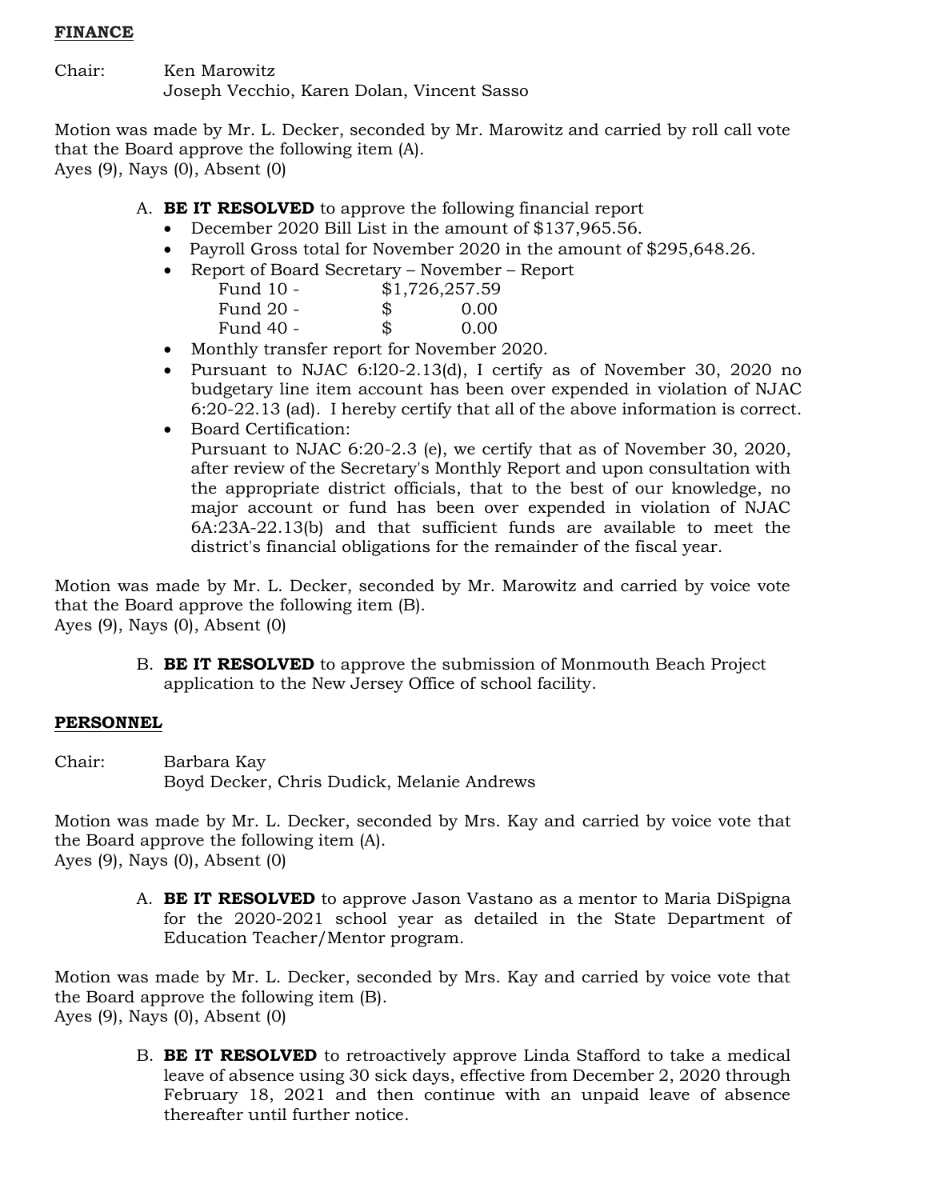**FINANCE**

Chair: Ken Marowitz
Joseph Vecchio, Karen Dolan, Vincent Sasso

Motion was made by Mr. L. Decker, seconded by Mr. Marowitz and carried by roll call vote that the Board approve the following item (A).
Ayes (9), Nays (0), Absent (0)

A. **BE IT RESOLVED** to approve the following financial report
   - December 2020 Bill List in the amount of $137,965.56.
   - Payroll Gross total for November 2020 in the amount of $295,648.26.
   - Report of Board Secretary – November – Report

     | | |
     |---|---|
     | Fund 10 - | $1,726,257.59 |
     | Fund 20 - | $ 0.00 |
     | Fund 40 - | $ 0.00 |

   - Monthly transfer report for November 2020.
   - Pursuant to NJAC 6:l20-2.13(d), I certify as of November 30, 2020 no budgetary line item account has been over expended in violation of NJAC 6:20-22.13 (ad). I hereby certify that all of the above information is correct.
   - Board Certification:
     Pursuant to NJAC 6:20-2.3 (e), we certify that as of November 30, 2020, after review of the Secretary's Monthly Report and upon consultation with the appropriate district officials, that to the best of our knowledge, no major account or fund has been over expended in violation of NJAC 6A:23A-22.13(b) and that sufficient funds are available to meet the district's financial obligations for the remainder of the fiscal year.

Motion was made by Mr. L. Decker, seconded by Mr. Marowitz and carried by voice vote that the Board approve the following item (B).
Ayes (9), Nays (0), Absent (0)

B. **BE IT RESOLVED** to approve the submission of Monmouth Beach Project application to the New Jersey Office of school facility.

**PERSONNEL**

Chair: Barbara Kay
Boyd Decker, Chris Dudick, Melanie Andrews

Motion was made by Mr. L. Decker, seconded by Mrs. Kay and carried by voice vote that the Board approve the following item (A).
Ayes (9), Nays (0), Absent (0)

A. **BE IT RESOLVED** to approve Jason Vastano as a mentor to Maria DiSpigna for the 2020-2021 school year as detailed in the State Department of Education Teacher/Mentor program.

Motion was made by Mr. L. Decker, seconded by Mrs. Kay and carried by voice vote that the Board approve the following item (B).
Ayes (9), Nays (0), Absent (0)

B. **BE IT RESOLVED** to retroactively approve Linda Stafford to take a medical leave of absence using 30 sick days, effective from December 2, 2020 through February 18, 2021 and then continue with an unpaid leave of absence thereafter until further notice.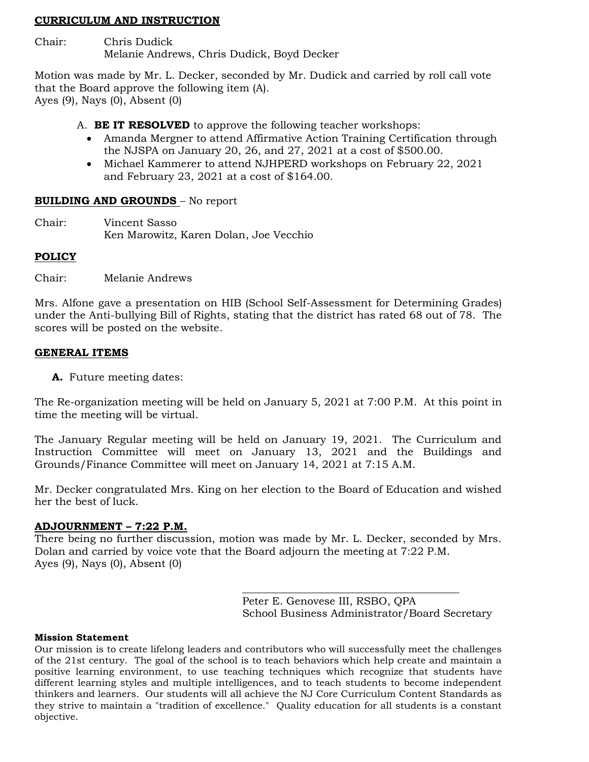**CURRICULUM AND INSTRUCTION**

Chair: Chris Dudick
Melanie Andrews, Chris Dudick, Boyd Decker

Motion was made by Mr. L. Decker, seconded by Mr. Dudick and carried by roll call vote that the Board approve the following item (A).
Ayes (9), Nays (0), Absent (0)

A. **BE IT RESOLVED** to approve the following teacher workshops:
- Amanda Mergner to attend Affirmative Action Training Certification through the NJSPA on January 20, 26, and 27, 2021 at a cost of $500.00.
- Michael Kammerer to attend NJHPERD workshops on February 22, 2021 and February 23, 2021 at a cost of $164.00.

**BUILDING AND GROUNDS** – No report

Chair: Vincent Sasso
Ken Marowitz, Karen Dolan, Joe Vecchio

**POLICY**

Chair: Melanie Andrews

Mrs. Alfone gave a presentation on HIB (School Self-Assessment for Determining Grades) under the Anti-bullying Bill of Rights, stating that the district has rated 68 out of 78. The scores will be posted on the website.

**GENERAL ITEMS**

**A.** Future meeting dates:

The Re-organization meeting will be held on January 5, 2021 at 7:00 P.M. At this point in time the meeting will be virtual.

The January Regular meeting will be held on January 19, 2021. The Curriculum and Instruction Committee will meet on January 13, 2021 and the Buildings and Grounds/Finance Committee will meet on January 14, 2021 at 7:15 A.M.

Mr. Decker congratulated Mrs. King on her election to the Board of Education and wished her the best of luck.

**ADJOURNMENT – 7:22 P.M.**
There being no further discussion, motion was made by Mr. L. Decker, seconded by Mrs. Dolan and carried by voice vote that the Board adjourn the meeting at 7:22 P.M.
Ayes (9), Nays (0), Absent (0)

\_\_\_\_\_\_\_\_\_\_\_\_\_\_\_\_\_\_\_\_\_\_\_\_\_\_\_\_\_\_\_\_\_\_\_\_\_\_\_\_
Peter E. Genovese III, RSBO, QPA
School Business Administrator/Board Secretary

**Mission Statement**
Our mission is to create lifelong leaders and contributors who will successfully meet the challenges of the 21st century. The goal of the school is to teach behaviors which help create and maintain a positive learning environment, to use teaching techniques which recognize that students have different learning styles and multiple intelligences, and to teach students to become independent thinkers and learners. Our students will all achieve the NJ Core Curriculum Content Standards as they strive to maintain a "tradition of excellence." Quality education for all students is a constant objective.